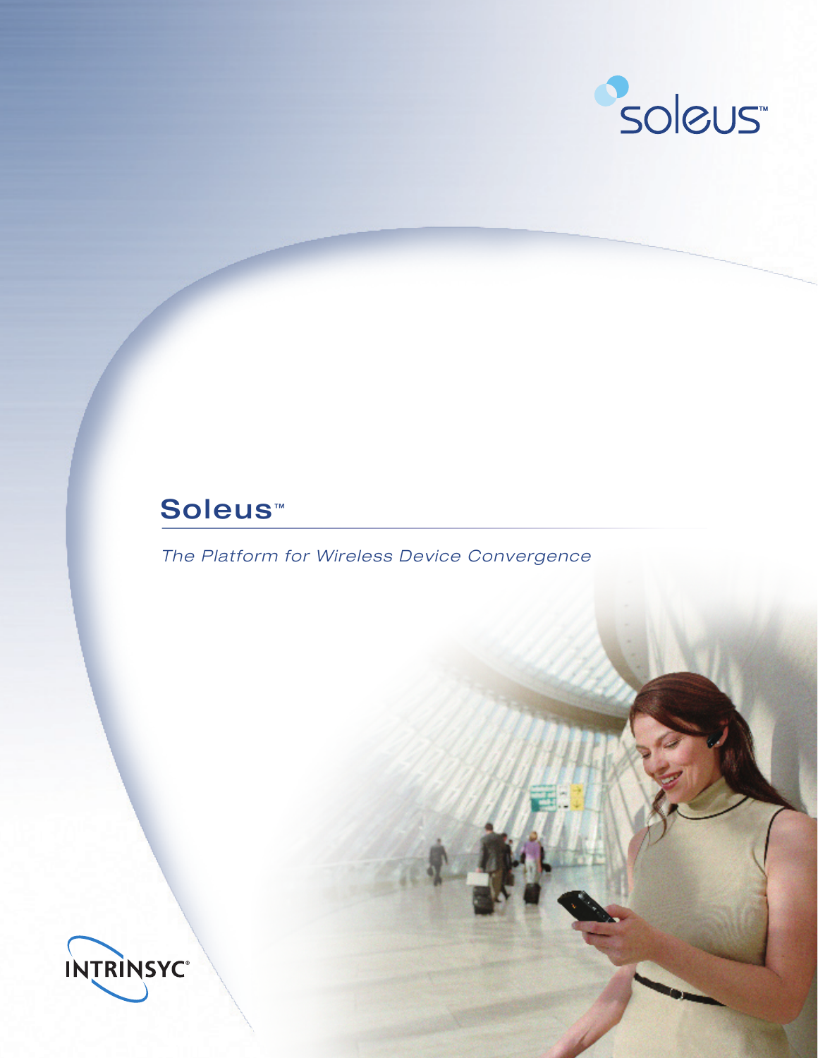soleus™

# Soleus™

*The Platform for Wireless Device Convergence*

INTRINSYC®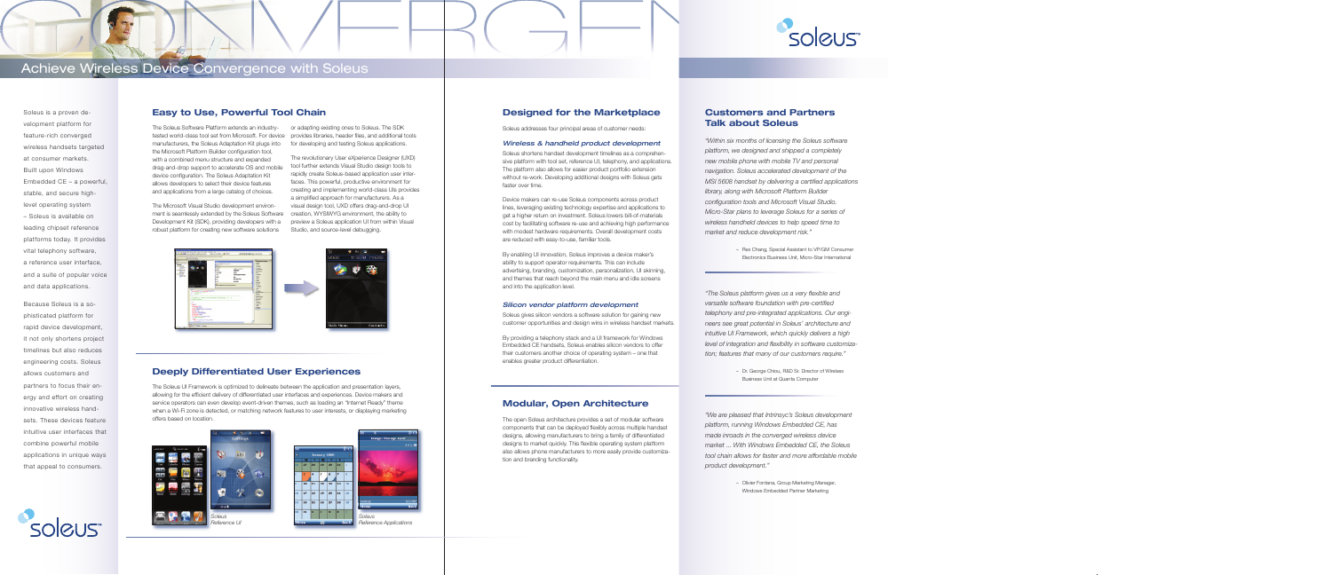# Achieve Wireless Device Convergence with Soleus

Soleus is a proven development platform for feature-rich converged wireless handsets targeted at consumer markets. Built upon Windows Embedded CE – a powerful, stable, and secure high-level operating system – Soleus is available on leading chipset reference platforms today. It provides vital telephony software, a reference user interface, and a suite of popular voice and data applications.

Because Soleus is a sophisticated platform for rapid device development, it not only shortens project timelines but also reduces engineering costs. Soleus allows customers and partners to focus their energy and effort on creating innovative wireless handsets. These devices feature intuitive user interfaces that combine powerful mobile applications in unique ways that appeal to consumers.

## Easy to Use, Powerful Tool Chain

The Soleus Software Platform extends an industry-tested world-class tool set from Microsoft. For device manufacturers, the Soleus Adaptation Kit plugs into the Microsoft Platform Builder configuration tool, with a combined menu structure and expanded drag-and-drop support to accelerate OS and mobile device configuration. The Soleus Adaptation Kit allows developers to select their device features and applications from a large catalog of choices.

The Microsoft Visual Studio development environment is seamlessly extended by the Soleus Software Development Kit (SDK), providing developers with a robust platform for creating new software solutions or adapting existing ones to Soleus. The SDK provides libraries, header files, and additional tools for developing and testing Soleus applications.

The revolutionary User eXperience Designer (UXD) tool further extends Visual Studio design tools to rapidly create Soleus-based application user interfaces. This powerful, productive environment for creating and implementing world-class UIs provides a simplified approach for manufacturers. As a visual design tool, UXD offers drag-and-drop UI creation, WYSIWYG environment, the ability to preview a Soleus application UI from within Visual Studio, and source-level debugging.

## Deeply Differentiated User Experiences

The Soleus UI Framework is optimized to delineate between the application and presentation layers, allowing for the efficient delivery of differentiated user interfaces and experiences. Device makers and service operators can even develop event-driven themes, such as loading an "Internet Ready" theme when a Wi-Fi zone is detected, or matching network features to user interests, or displaying marketing offers based on location.

*Soleus Reference UI*

*Soleus Reference Applications*

## Designed for the Marketplace

Soleus addresses four principal areas of customer needs:

### *Wireless & handheld product development*

Soleus shortens handset development timelines as a comprehensive platform with tool set, reference UI, telephony, and applications. The platform also allows for easier product portfolio extension without re-work. Developing additional designs with Soleus gets faster over time.

Device makers can re-use Soleus components across product lines, leveraging existing technology expertise and applications to get a higher return on investment. Soleus lowers bill-of-materials cost by facilitating software re-use and achieving high performance with modest hardware requirements. Overall development costs are reduced with easy-to-use, familiar tools.

By enabling UI innovation, Soleus improves a device maker's ability to support operator requirements. This can include advertising, branding, customization, personalization, UI skinning, and themes that reach beyond the main menu and idle screens and into the application level.

### *Silicon vendor platform development*

Soleus gives silicon vendors a software solution for gaining new customer opportunities and design wins in wireless handset markets.

By providing a telephony stack and a UI framework for Windows Embedded CE handsets, Soleus enables silicon vendors to offer their customers another choice of operating system – one that enables greater product differentiation.

## Modular, Open Architecture

The open Soleus architecture provides a set of modular software components that can be deployed flexibly across multiple handset designs, allowing manufacturers to bring a family of differentiated designs to market quickly. This flexible operating system platform also allows phone manufacturers to more easily provide customization and branding functionality.

## Customers and Partners Talk about Soleus

*"Within six months of licensing the Soleus software platform, we designed and shipped a completely new mobile phone with mobile TV and personal navigation. Soleus accelerated development of the MSI 5608 handset by delivering a certified applications library, along with Microsoft Platform Builder configuration tools and Microsoft Visual Studio. Micro-Star plans to leverage Soleus for a series of wireless handheld devices to help speed time to market and reduce development risk."*

– Rex Chang, Special Assistant to VP/GM Consumer Electronics Business Unit, Micro-Star International

*"The Soleus platform gives us a very flexible and versatile software foundation with pre-certified telephony and pre-integrated applications. Our engineers see great potential in Soleus' architecture and intuitive UI Framework, which quickly delivers a high level of integration and flexibility in software customization; features that many of our customers require."*

– Dr. George Chiou, R&D Sr. Director of Wireless Business Unit at Quanta Computer

*"We are pleased that Intrinsyc's Soleus development platform, running Windows Embedded CE, has made inroads in the converged wireless device market ... With Windows Embedded CE, the Soleus tool chain allows for faster and more affordable mobile product development."*

– Olivier Fontana, Group Marketing Manager, Windows Embedded Partner Marketing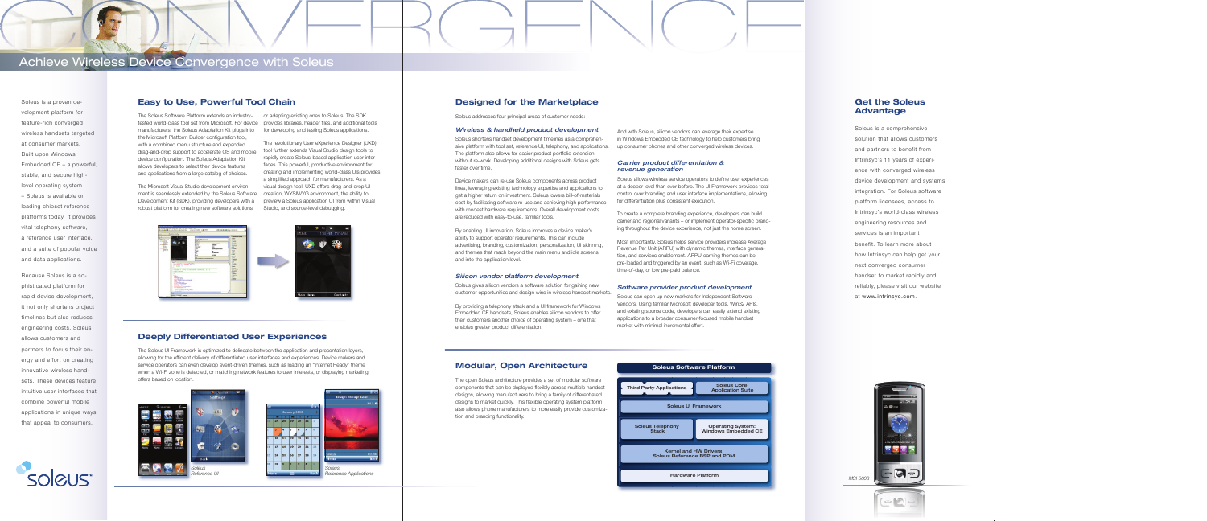# Achieve Wireless Device Convergence with Soleus

Soleus is a proven development platform for feature-rich converged wireless handsets targeted at consumer markets. Built upon Windows Embedded CE – a powerful, stable, and secure high-level operating system – Soleus is available on leading chipset reference platforms today. It provides vital telephony software, a reference user interface, and a suite of popular voice and data applications.

Because Soleus is a sophisticated platform for rapid device development, it not only shortens project timelines but also reduces engineering costs. Soleus allows customers and partners to focus their energy and effort on creating innovative wireless handsets. These devices feature intuitive user interfaces that combine powerful mobile applications in unique ways that appeal to consumers.

## Easy to Use, Powerful Tool Chain

The Soleus Software Platform extends an industry-tested world-class tool set from Microsoft. For device manufacturers, the Soleus Adaptation Kit plugs into the Microsoft Platform Builder configuration tool, with a combined menu structure and expanded drag-and-drop support to accelerate OS and mobile device configuration. The Soleus Adaptation Kit allows developers to select their device features and applications from a large catalog of choices.

The Microsoft Visual Studio development environment is seamlessly extended by the Soleus Software Development Kit (SDK), providing developers with a robust platform for creating new software solutions or adapting existing ones to Soleus. The SDK provides libraries, header files, and additional tools for developing and testing Soleus applications.

The revolutionary User eXperience Designer (UXD) tool further extends Visual Studio design tools to rapidly create Soleus-based application user interfaces. This powerful, productive environment for creating and implementing world-class UIs provides a simplified approach for manufacturers. As a visual design tool, UXD offers drag-and-drop UI creation, WYSIWYG environment, the ability to preview a Soleus application UI from within Visual Studio, and source-level debugging.

## Deeply Differentiated User Experiences

The Soleus UI Framework is optimized to delineate between the application and presentation layers, allowing for the efficient delivery of differentiated user interfaces and experiences. Device makers and service operators can even develop event-driven themes, such as loading an "Internet Ready" theme when a Wi-Fi zone is detected, or matching network features to user interests, or displaying marketing offers based on location.

*Soleus Reference UI*

*Soleus Reference Applications*

## Designed for the Marketplace

Soleus addresses four principal areas of customer needs:

### *Wireless & handheld product development*

Soleus shortens handset development timelines as a comprehensive platform with tool set, reference UI, telephony, and applications. The platform also allows for easier product portfolio extension without re-work. Developing additional designs with Soleus gets faster over time.

Device makers can re-use Soleus components across product lines, leveraging existing technology expertise and applications to get a higher return on investment. Soleus lowers bill-of-materials cost by facilitating software re-use and achieving high performance with modest hardware requirements. Overall development costs are reduced with easy-to-use, familiar tools.

By enabling UI innovation, Soleus improves a device maker's ability to support operator requirements. This can include advertising, branding, customization, personalization, UI skinning, and themes that reach beyond the main menu and idle screens and into the application level.

### *Silicon vendor platform development*

Soleus gives silicon vendors a software solution for gaining new customer opportunities and design wins in wireless handset markets.

By providing a telephony stack and a UI framework for Windows Embedded CE handsets, Soleus enables silicon vendors to offer their customers another choice of operating system – one that enables greater product differentiation.

And with Soleus, silicon vendors can leverage their expertise in Windows Embedded CE technology to help customers bring up consumer phones and other converged wireless devices.

### *Carrier product differentiation & revenue generation*

Soleus allows wireless service operators to define user experiences at a deeper level than ever before. The UI Framework provides total control over branding and user interface implementations, allowing for differentiation plus consistent execution.

To create a complete branding experience, developers can build carrier and regional variants – or implement operator-specific branding throughout the device experience, not just the home screen.

Most importantly, Soleus helps service providers increase Average Revenue Per Unit (ARPU) with dynamic themes, interface generation, and services enablement. ARPU-earning themes can be pre-loaded and triggered by an event, such as Wi-Fi coverage, time-of-day, or low pre-paid balance.

### *Software provider product development*

Soleus can open up new markets for Independent Software Vendors. Using familiar Microsoft developer tools, Win32 APIs, and existing source code, developers can easily extend existing applications to a broader consumer-focused mobile handset market with minimal incremental effort.

## Modular, Open Architecture

The open Soleus architecture provides a set of modular software components that can be deployed flexibly across multiple handset designs, allowing manufacturers to bring a family of differentiated designs to market quickly. This flexible operating system platform also allows phone manufacturers to more easily provide customization and branding functionality.

**Soleus Software Platform**

| | |
|---|---|
| Third Party Applications | Soleus Core Application Suite |
| Soleus UI Framework | |
| Soleus Telephony Stack | Operating System: Windows Embedded CE |
| Kernel and HW Drivers / Soleus Reference BSP and PDM | |
| Hardware Platform | |

## Get the Soleus Advantage

Soleus is a comprehensive solution that allows customers and partners to benefit from Intrinsyc's 11 years of experience with converged wireless device development and systems integration. For Soleus software platform licensees, access to Intrinsyc's world-class wireless engineering resources and services is an important benefit. To learn more about how Intrinsyc can help get your next converged consumer handset to market rapidly and reliably, please visit our website at www.intrinsyc.com.

MSI 5608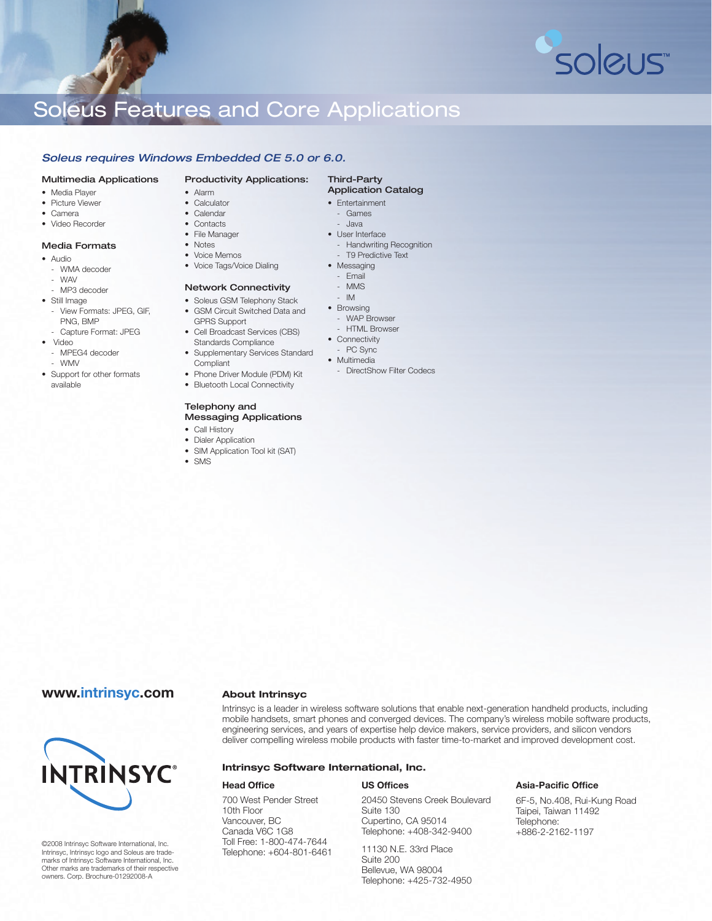# Soleus Features and Core Applications

*Soleus requires Windows Embedded CE 5.0 or 6.0.*

### Multimedia Applications

- Media Player
- Picture Viewer
- Camera
- Video Recorder

### Media Formats

- Audio
  - WMA decoder
  - WAV
  - MP3 decoder
- Still Image
  - View Formats: JPEG, GIF, PNG, BMP
  - Capture Format: JPEG
- Video
  - MPEG4 decoder
  - WMV
- Support for other formats available

### Productivity Applications:

- Alarm
- Calculator
- Calendar
- Contacts
- File Manager
- Notes
- Voice Memos
- Voice Tags/Voice Dialing

### Network Connectivity

- Soleus GSM Telephony Stack
- GSM Circuit Switched Data and GPRS Support
- Cell Broadcast Services (CBS) Standards Compliance
- Supplementary Services Standard Compliant
- Phone Driver Module (PDM) Kit
- Bluetooth Local Connectivity

### Telephony and Messaging Applications

- Call History
- Dialer Application
- SIM Application Tool kit (SAT)
- SMS

### Third-Party Application Catalog

- Entertainment
  - Games
  - Java
- User Interface
  - Handwriting Recognition
  - T9 Predictive Text
- Messaging
  - Email
  - MMS
  - IM
- Browsing
  - WAP Browser
  - HTML Browser
- Connectivity
  - PC Sync
- Multimedia
  - DirectShow Filter Codecs

**www.intrinsyc.com**

### About Intrinsyc

Intrinsyc is a leader in wireless software solutions that enable next-generation handheld products, including mobile handsets, smart phones and converged devices. The company's wireless mobile software products, engineering services, and years of expertise help device makers, service providers, and silicon vendors deliver compelling wireless mobile products with faster time-to-market and improved development cost.

### Intrinsyc Software International, Inc.

**Head Office**

700 West Pender Street
10th Floor
Vancouver, BC
Canada V6C 1G8
Toll Free: 1-800-474-7644
Telephone: +604-801-6461

**US Offices**

20450 Stevens Creek Boulevard
Suite 130
Cupertino, CA 95014
Telephone: +408-342-9400

11130 N.E. 33rd Place
Suite 200
Bellevue, WA 98004
Telephone: +425-732-4950

**Asia-Pacific Office**

6F-5, No.408, Rui-Kung Road
Taipei, Taiwan 11492
Telephone:
+886-2-2162-1197

©2008 Intrinsyc Software International, Inc. Intrinsyc, Intrinsyc logo and Soleus are trademarks of Intrinsyc Software International, Inc. Other marks are trademarks of their respective owners. Corp. Brochure-01292008-A